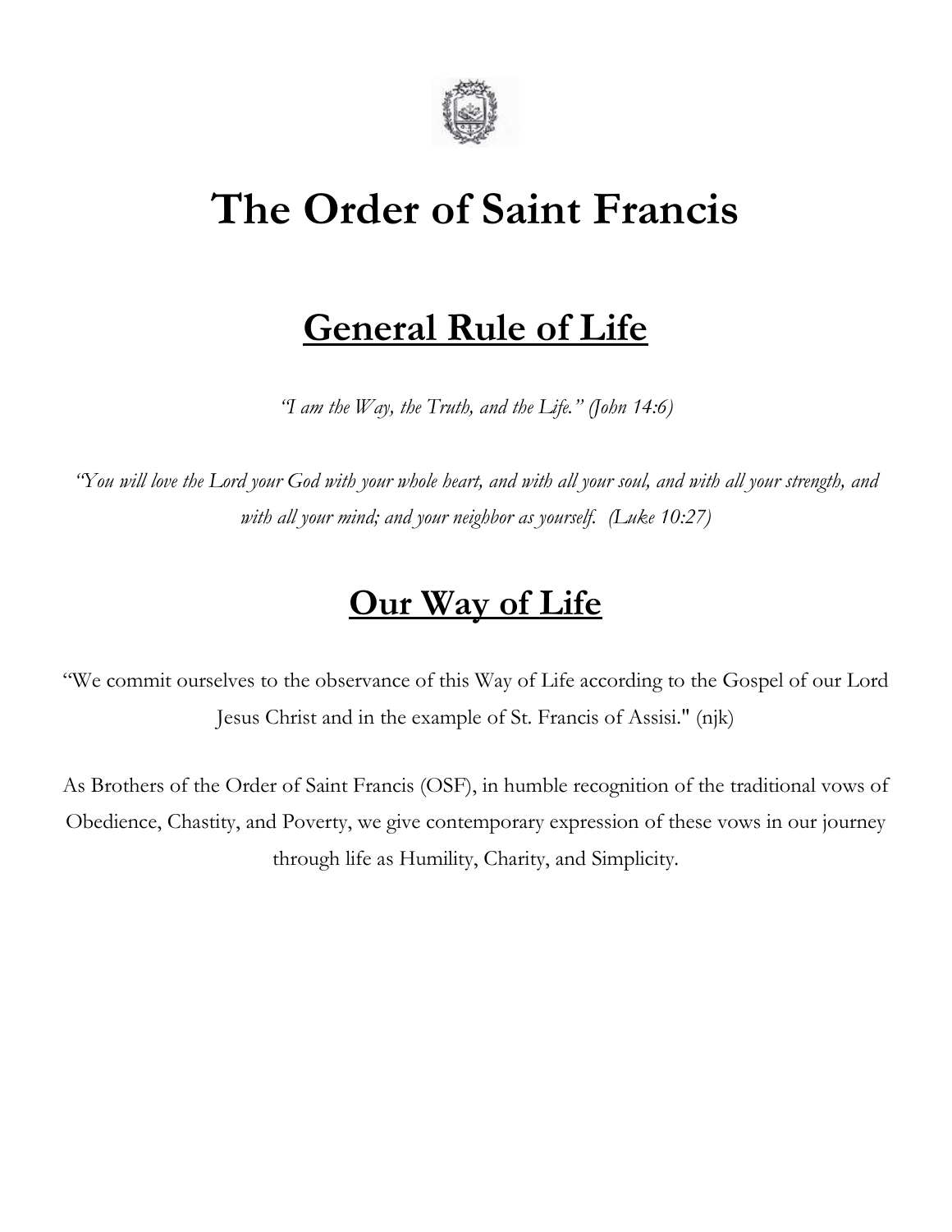# The Order of Saint Francis

## General Rule of Life

*"I am the Way, the Truth, and the Life." (John 14:6)*

*"You will love the Lord your God with your whole heart, and with all your soul, and with all your strength, and with all your mind; and your neighbor as yourself. (Luke 10:27)*

## Our Way of Life

"We commit ourselves to the observance of this Way of Life according to the Gospel of our Lord Jesus Christ and in the example of St. Francis of Assisi." (njk)

As Brothers of the Order of Saint Francis (OSF), in humble recognition of the traditional vows of Obedience, Chastity, and Poverty, we give contemporary expression of these vows in our journey through life as Humility, Charity, and Simplicity.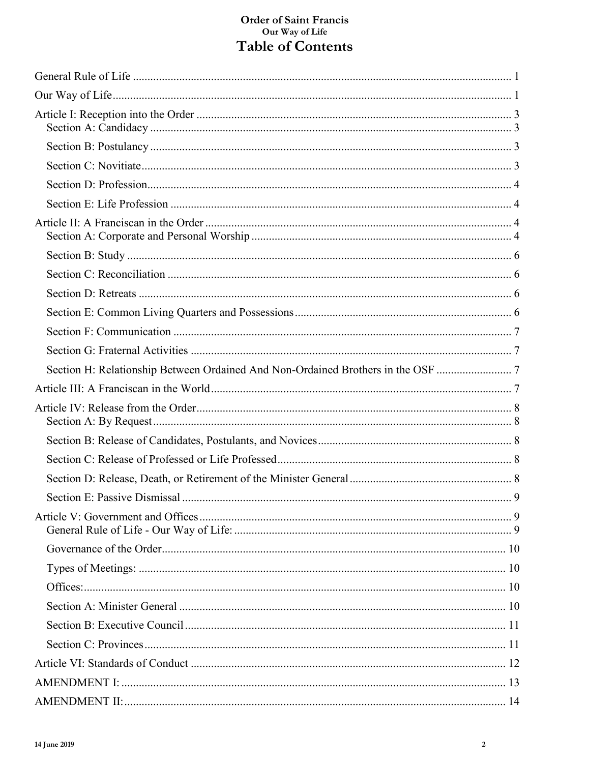**Order of Saint Francis**
**Our Way of Life**

# Table of Contents

General Rule of Life .......... 1

Our Way of Life .......... 1

Article I: Reception into the Order .......... 3
- Section A: Candidacy .......... 3
- Section B: Postulancy .......... 3
- Section C: Novitiate .......... 3
- Section D: Profession .......... 4
- Section E: Life Profession .......... 4

Article II: A Franciscan in the Order .......... 4
- Section A: Corporate and Personal Worship .......... 4
- Section B: Study .......... 6
- Section C: Reconciliation .......... 6
- Section D: Retreats .......... 6
- Section E: Common Living Quarters and Possessions .......... 6
- Section F: Communication .......... 7
- Section G: Fraternal Activities .......... 7
- Section H: Relationship Between Ordained And Non-Ordained Brothers in the OSF .......... 7

Article III: A Franciscan in the World .......... 7

Article IV: Release from the Order .......... 8
- Section A: By Request .......... 8
- Section B: Release of Candidates, Postulants, and Novices .......... 8
- Section C: Release of Professed or Life Professed .......... 8
- Section D: Release, Death, or Retirement of the Minister General .......... 8
- Section E: Passive Dismissal .......... 9

Article V: Government and Offices .......... 9
- General Rule of Life - Our Way of Life: .......... 9
- Governance of the Order .......... 10
- Types of Meetings: .......... 10
- Offices: .......... 10
- Section A: Minister General .......... 10
- Section B: Executive Council .......... 11
- Section C: Provinces .......... 11

Article VI: Standards of Conduct .......... 12

AMENDMENT I: .......... 13

AMENDMENT II: .......... 14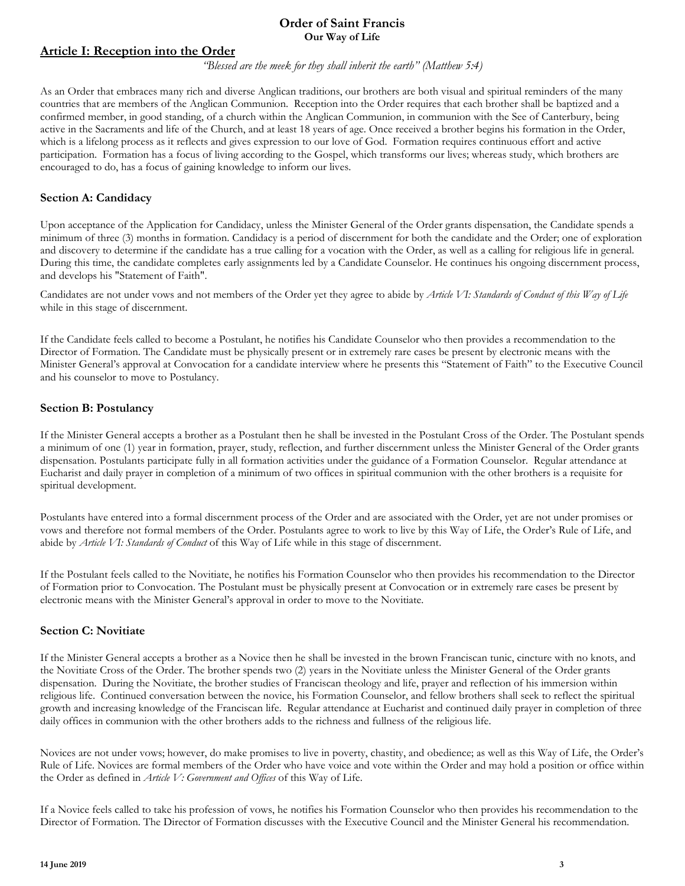**Order of Saint Francis**
**Our Way of Life**

## Article I: Reception into the Order

*"Blessed are the meek for they shall inherit the earth" (Matthew 5:4)*

As an Order that embraces many rich and diverse Anglican traditions, our brothers are both visual and spiritual reminders of the many countries that are members of the Anglican Communion. Reception into the Order requires that each brother shall be baptized and a confirmed member, in good standing, of a church within the Anglican Communion, in communion with the See of Canterbury, being active in the Sacraments and life of the Church, and at least 18 years of age. Once received a brother begins his formation in the Order, which is a lifelong process as it reflects and gives expression to our love of God. Formation requires continuous effort and active participation. Formation has a focus of living according to the Gospel, which transforms our lives; whereas study, which brothers are encouraged to do, has a focus of gaining knowledge to inform our lives.

### Section A: Candidacy

Upon acceptance of the Application for Candidacy, unless the Minister General of the Order grants dispensation, the Candidate spends a minimum of three (3) months in formation. Candidacy is a period of discernment for both the candidate and the Order; one of exploration and discovery to determine if the candidate has a true calling for a vocation with the Order, as well as a calling for religious life in general. During this time, the candidate completes early assignments led by a Candidate Counselor. He continues his ongoing discernment process, and develops his "Statement of Faith".

Candidates are not under vows and not members of the Order yet they agree to abide by *Article VI: Standards of Conduct of this Way of Life* while in this stage of discernment.

If the Candidate feels called to become a Postulant, he notifies his Candidate Counselor who then provides a recommendation to the Director of Formation. The Candidate must be physically present or in extremely rare cases be present by electronic means with the Minister General's approval at Convocation for a candidate interview where he presents this "Statement of Faith" to the Executive Council and his counselor to move to Postulancy.

### Section B: Postulancy

If the Minister General accepts a brother as a Postulant then he shall be invested in the Postulant Cross of the Order. The Postulant spends a minimum of one (1) year in formation, prayer, study, reflection, and further discernment unless the Minister General of the Order grants dispensation. Postulants participate fully in all formation activities under the guidance of a Formation Counselor. Regular attendance at Eucharist and daily prayer in completion of a minimum of two offices in spiritual communion with the other brothers is a requisite for spiritual development.

Postulants have entered into a formal discernment process of the Order and are associated with the Order, yet are not under promises or vows and therefore not formal members of the Order. Postulants agree to work to live by this Way of Life, the Order's Rule of Life, and abide by *Article VI: Standards of Conduct* of this Way of Life while in this stage of discernment.

If the Postulant feels called to the Novitiate, he notifies his Formation Counselor who then provides his recommendation to the Director of Formation prior to Convocation. The Postulant must be physically present at Convocation or in extremely rare cases be present by electronic means with the Minister General's approval in order to move to the Novitiate.

### Section C: Novitiate

If the Minister General accepts a brother as a Novice then he shall be invested in the brown Franciscan tunic, cincture with no knots, and the Novitiate Cross of the Order. The brother spends two (2) years in the Novitiate unless the Minister General of the Order grants dispensation. During the Novitiate, the brother studies of Franciscan theology and life, prayer and reflection of his immersion within religious life. Continued conversation between the novice, his Formation Counselor, and fellow brothers shall seek to reflect the spiritual growth and increasing knowledge of the Franciscan life. Regular attendance at Eucharist and continued daily prayer in completion of three daily offices in communion with the other brothers adds to the richness and fullness of the religious life.

Novices are not under vows; however, do make promises to live in poverty, chastity, and obedience; as well as this Way of Life, the Order's Rule of Life. Novices are formal members of the Order who have voice and vote within the Order and may hold a position or office within the Order as defined in *Article V: Government and Offices* of this Way of Life.

If a Novice feels called to take his profession of vows, he notifies his Formation Counselor who then provides his recommendation to the Director of Formation. The Director of Formation discusses with the Executive Council and the Minister General his recommendation.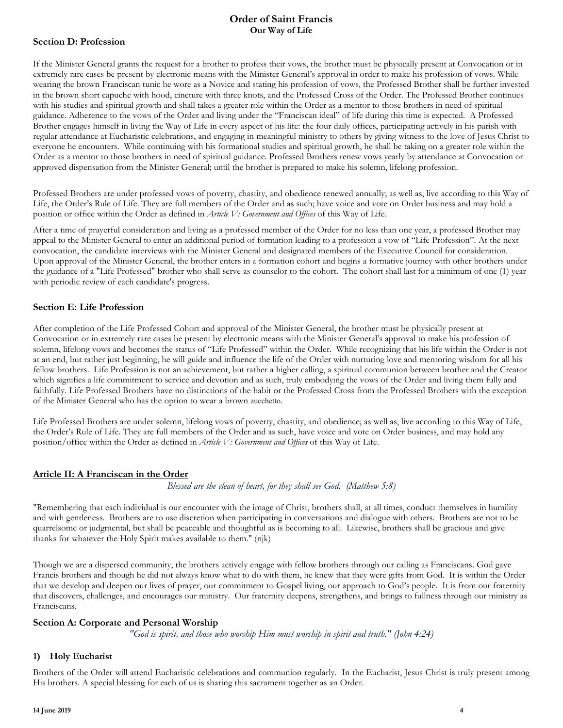### Section D: Profession

If the Minister General grants the request for a brother to profess their vows, the brother must be physically present at Convocation or in extremely rare cases be present by electronic means with the Minister General's approval in order to make his profession of vows. While wearing the brown Franciscan tunic he wore as a Novice and stating his profession of vows, the Professed Brother shall be further invested in the brown short capuche with hood, cincture with three knots, and the Professed Cross of the Order. The Professed Brother continues with his studies and spiritual growth and shall takes a greater role within the Order as a mentor to those brothers in need of spiritual guidance. Adherence to the vows of the Order and living under the "Franciscan ideal" of life during this time is expected. A Professed Brother engages himself in living the Way of Life in every aspect of his life: the four daily offices, participating actively in his parish with regular attendance at Eucharistic celebrations, and engaging in meaningful ministry to others by giving witness to the love of Jesus Christ to everyone he encounters. While continuing with his formational studies and spiritual growth, he shall be taking on a greater role within the Order as a mentor to those brothers in need of spiritual guidance. Professed Brothers renew vows yearly by attendance at Convocation or approved dispensation from the Minister General; until the brother is prepared to make his solemn, lifelong profession.

Professed Brothers are under professed vows of poverty, chastity, and obedience renewed annually; as well as, live according to this Way of Life, the Order's Rule of Life. They are full members of the Order and as such; have voice and vote on Order business and may hold a position or office within the Order as defined in *Article V: Government and Offices* of this Way of Life.

After a time of prayerful consideration and living as a professed member of the Order for no less than one year, a professed Brother may appeal to the Minister General to enter an additional period of formation leading to a profession a vow of "Life Profession". At the next convocation, the candidate interviews with the Minister General and designated members of the Executive Council for consideration. Upon approval of the Minister General, the brother enters in a formation cohort and begins a formative journey with other brothers under the guidance of a "Life Professed" brother who shall serve as counselor to the cohort. The cohort shall last for a minimum of one (1) year with periodic review of each candidate's progress.

### Section E: Life Profession

After completion of the Life Professed Cohort and approval of the Minister General, the brother must be physically present at Convocation or in extremely rare cases be present by electronic means with the Minister General's approval to make his profession of solemn, lifelong vows and becomes the status of "Life Professed" within the Order. While recognizing that his life within the Order is not at an end, but rather just beginning, he will guide and influence the life of the Order with nurturing love and mentoring wisdom for all his fellow brothers. Life Profession is not an achievement, but rather a higher calling, a spiritual communion between brother and the Creator which signifies a life commitment to service and devotion and as such, truly embodying the vows of the Order and living them fully and faithfully. Life Professed Brothers have no distinctions of the habit or the Professed Cross from the Professed Brothers with the exception of the Minister General who has the option to wear a brown zucchetto.

Life Professed Brothers are under solemn, lifelong vows of poverty, chastity, and obedience; as well as, live according to this Way of Life, the Order's Rule of Life. They are full members of the Order and as such, have voice and vote on Order business, and may hold any position/office within the Order as defined in *Article V: Government and Offices* of this Way of Life.

## Article II: A Franciscan in the Order

*Blessed are the clean of heart, for they shall see God. (Matthew 5:8)*

"Remembering that each individual is our encounter with the image of Christ, brothers shall, at all times, conduct themselves in humility and with gentleness. Brothers are to use discretion when participating in conversations and dialogue with others. Brothers are not to be quarrelsome or judgmental, but shall be peaceable and thoughtful as is becoming to all. Likewise, brothers shall be gracious and give thanks for whatever the Holy Spirit makes available to them." (njk)

Though we are a dispersed community, the brothers actively engage with fellow brothers through our calling as Franciscans. God gave Francis brothers and though he did not always know what to do with them, he knew that they were gifts from God. It is within the Order that we develop and deepen our lives of prayer, our commitment to Gospel living, our approach to God's people. It is from our fraternity that discovers, challenges, and encourages our ministry. Our fraternity deepens, strengthens, and brings to fullness through our ministry as Franciscans.

### Section A: Corporate and Personal Worship

*"God is spirit, and those who worship Him must worship in spirit and truth." (John 4:24)*

#### 1) Holy Eucharist

Brothers of the Order will attend Eucharistic celebrations and communion regularly. In the Eucharist, Jesus Christ is truly present among His brothers. A special blessing for each of us is sharing this sacrament together as an Order.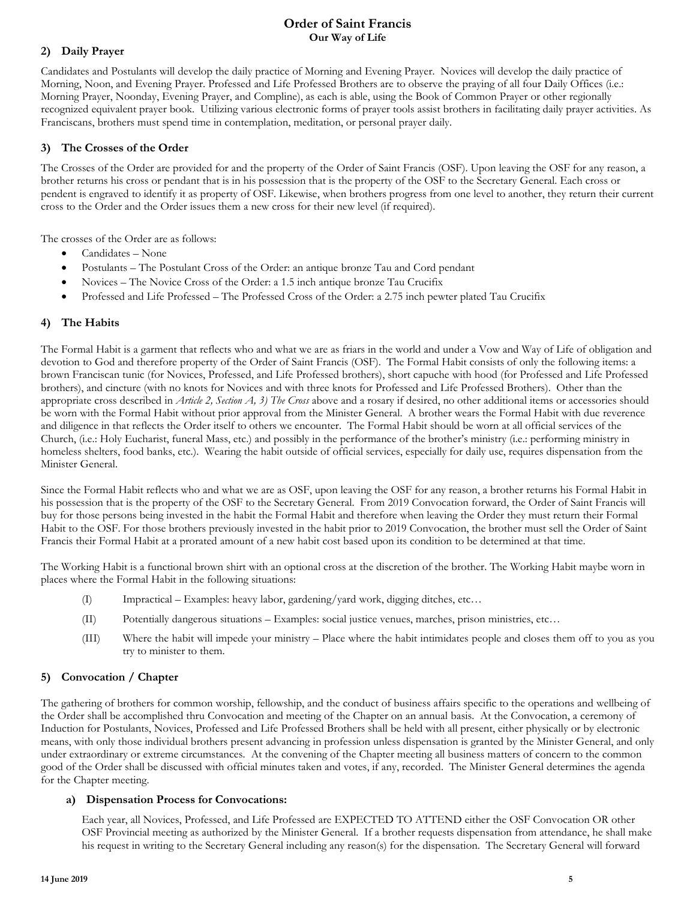## Order of Saint Francis
**Our Way of Life**

### 2) Daily Prayer

Candidates and Postulants will develop the daily practice of Morning and Evening Prayer. Novices will develop the daily practice of Morning, Noon, and Evening Prayer. Professed and Life Professed Brothers are to observe the praying of all four Daily Offices (i.e.: Morning Prayer, Noonday, Evening Prayer, and Compline), as each is able, using the Book of Common Prayer or other regionally recognized equivalent prayer book. Utilizing various electronic forms of prayer tools assist brothers in facilitating daily prayer activities. As Franciscans, brothers must spend time in contemplation, meditation, or personal prayer daily.

### 3) The Crosses of the Order

The Crosses of the Order are provided for and the property of the Order of Saint Francis (OSF). Upon leaving the OSF for any reason, a brother returns his cross or pendant that is in his possession that is the property of the OSF to the Secretary General. Each cross or pendent is engraved to identify it as property of OSF. Likewise, when brothers progress from one level to another, they return their current cross to the Order and the Order issues them a new cross for their new level (if required).

The crosses of the Order are as follows:

- Candidates – None
- Postulants – The Postulant Cross of the Order: an antique bronze Tau and Cord pendant
- Novices – The Novice Cross of the Order: a 1.5 inch antique bronze Tau Crucifix
- Professed and Life Professed – The Professed Cross of the Order: a 2.75 inch pewter plated Tau Crucifix

### 4) The Habits

The Formal Habit is a garment that reflects who and what we are as friars in the world and under a Vow and Way of Life of obligation and devotion to God and therefore property of the Order of Saint Francis (OSF). The Formal Habit consists of only the following items: a brown Franciscan tunic (for Novices, Professed, and Life Professed brothers), short capuche with hood (for Professed and Life Professed brothers), and cincture (with no knots for Novices and with three knots for Professed and Life Professed Brothers). Other than the appropriate cross described in *Article 2, Section A, 3) The Cross* above and a rosary if desired, no other additional items or accessories should be worn with the Formal Habit without prior approval from the Minister General. A brother wears the Formal Habit with due reverence and diligence in that reflects the Order itself to others we encounter. The Formal Habit should be worn at all official services of the Church, (i.e.: Holy Eucharist, funeral Mass, etc.) and possibly in the performance of the brother's ministry (i.e.: performing ministry in homeless shelters, food banks, etc.). Wearing the habit outside of official services, especially for daily use, requires dispensation from the Minister General.

Since the Formal Habit reflects who and what we are as OSF, upon leaving the OSF for any reason, a brother returns his Formal Habit in his possession that is the property of the OSF to the Secretary General. From 2019 Convocation forward, the Order of Saint Francis will buy for those persons being invested in the habit the Formal Habit and therefore when leaving the Order they must return their Formal Habit to the OSF. For those brothers previously invested in the habit prior to 2019 Convocation, the brother must sell the Order of Saint Francis their Formal Habit at a prorated amount of a new habit cost based upon its condition to be determined at that time.

The Working Habit is a functional brown shirt with an optional cross at the discretion of the brother. The Working Habit maybe worn in places where the Formal Habit in the following situations:

(I) Impractical – Examples: heavy labor, gardening/yard work, digging ditches, etc…

(II) Potentially dangerous situations – Examples: social justice venues, marches, prison ministries, etc…

(III) Where the habit will impede your ministry – Place where the habit intimidates people and closes them off to you as you try to minister to them.

### 5) Convocation / Chapter

The gathering of brothers for common worship, fellowship, and the conduct of business affairs specific to the operations and wellbeing of the Order shall be accomplished thru Convocation and meeting of the Chapter on an annual basis. At the Convocation, a ceremony of Induction for Postulants, Novices, Professed and Life Professed Brothers shall be held with all present, either physically or by electronic means, with only those individual brothers present advancing in profession unless dispensation is granted by the Minister General, and only under extraordinary or extreme circumstances. At the convening of the Chapter meeting all business matters of concern to the common good of the Order shall be discussed with official minutes taken and votes, if any, recorded. The Minister General determines the agenda for the Chapter meeting.

#### a) Dispensation Process for Convocations:

Each year, all Novices, Professed, and Life Professed are EXPECTED TO ATTEND either the OSF Convocation OR other OSF Provincial meeting as authorized by the Minister General. If a brother requests dispensation from attendance, he shall make his request in writing to the Secretary General including any reason(s) for the dispensation. The Secretary General will forward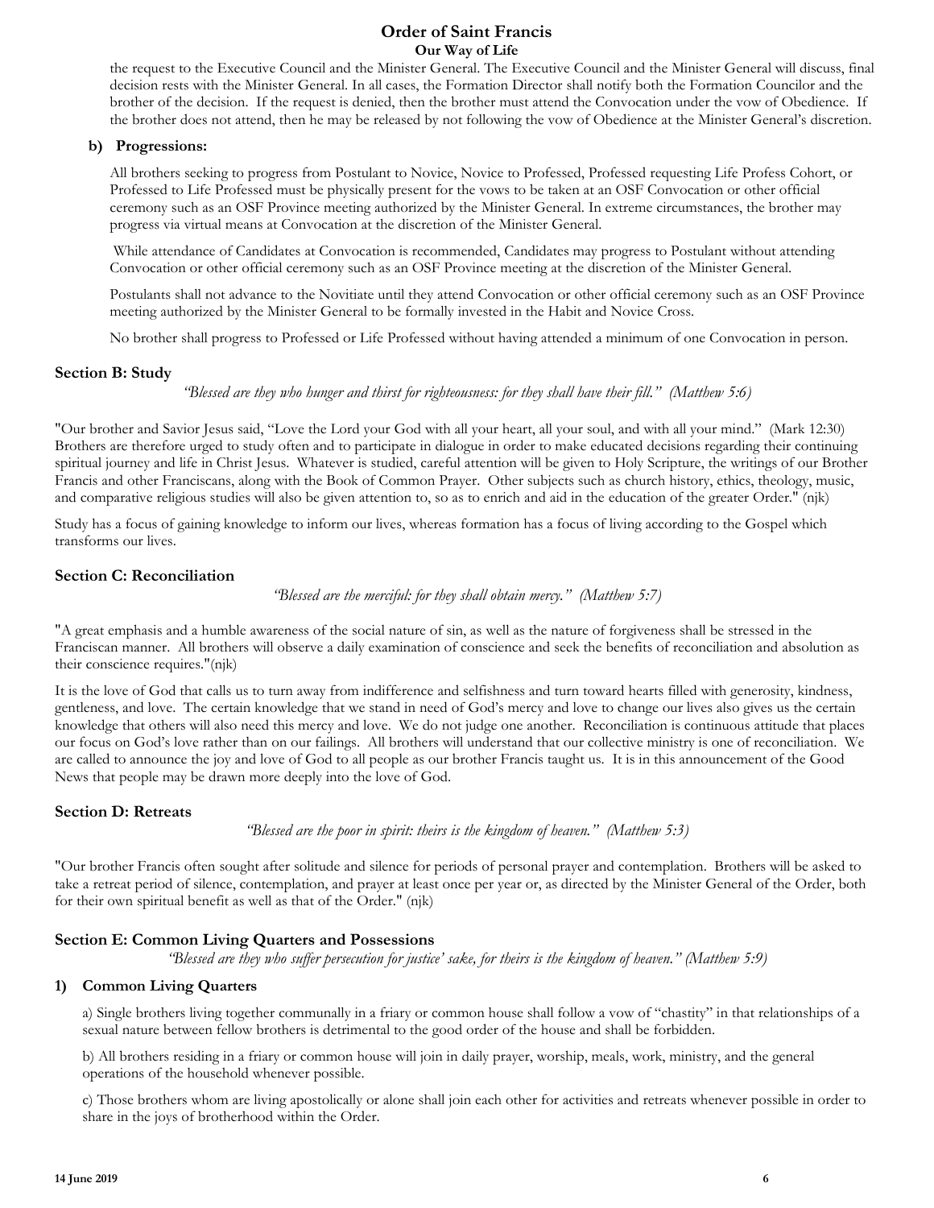the request to the Executive Council and the Minister General. The Executive Council and the Minister General will discuss, final decision rests with the Minister General. In all cases, the Formation Director shall notify both the Formation Councilor and the brother of the decision. If the request is denied, then the brother must attend the Convocation under the vow of Obedience. If the brother does not attend, then he may be released by not following the vow of Obedience at the Minister General's discretion.

**b) Progressions:**

All brothers seeking to progress from Postulant to Novice, Novice to Professed, Professed requesting Life Profess Cohort, or Professed to Life Professed must be physically present for the vows to be taken at an OSF Convocation or other official ceremony such as an OSF Province meeting authorized by the Minister General. In extreme circumstances, the brother may progress via virtual means at Convocation at the discretion of the Minister General.

While attendance of Candidates at Convocation is recommended, Candidates may progress to Postulant without attending Convocation or other official ceremony such as an OSF Province meeting at the discretion of the Minister General.

Postulants shall not advance to the Novitiate until they attend Convocation or other official ceremony such as an OSF Province meeting authorized by the Minister General to be formally invested in the Habit and Novice Cross.

No brother shall progress to Professed or Life Professed without having attended a minimum of one Convocation in person.

### Section B: Study

*"Blessed are they who hunger and thirst for righteousness: for they shall have their fill." (Matthew 5:6)*

"Our brother and Savior Jesus said, "Love the Lord your God with all your heart, all your soul, and with all your mind." (Mark 12:30) Brothers are therefore urged to study often and to participate in dialogue in order to make educated decisions regarding their continuing spiritual journey and life in Christ Jesus. Whatever is studied, careful attention will be given to Holy Scripture, the writings of our Brother Francis and other Franciscans, along with the Book of Common Prayer. Other subjects such as church history, ethics, theology, music, and comparative religious studies will also be given attention to, so as to enrich and aid in the education of the greater Order." (njk)

Study has a focus of gaining knowledge to inform our lives, whereas formation has a focus of living according to the Gospel which transforms our lives.

### Section C: Reconciliation

*"Blessed are the merciful: for they shall obtain mercy." (Matthew 5:7)*

"A great emphasis and a humble awareness of the social nature of sin, as well as the nature of forgiveness shall be stressed in the Franciscan manner. All brothers will observe a daily examination of conscience and seek the benefits of reconciliation and absolution as their conscience requires."(njk)

It is the love of God that calls us to turn away from indifference and selfishness and turn toward hearts filled with generosity, kindness, gentleness, and love. The certain knowledge that we stand in need of God's mercy and love to change our lives also gives us the certain knowledge that others will also need this mercy and love. We do not judge one another. Reconciliation is continuous attitude that places our focus on God's love rather than on our failings. All brothers will understand that our collective ministry is one of reconciliation. We are called to announce the joy and love of God to all people as our brother Francis taught us. It is in this announcement of the Good News that people may be drawn more deeply into the love of God.

### Section D: Retreats

*"Blessed are the poor in spirit: theirs is the kingdom of heaven." (Matthew 5:3)*

"Our brother Francis often sought after solitude and silence for periods of personal prayer and contemplation. Brothers will be asked to take a retreat period of silence, contemplation, and prayer at least once per year or, as directed by the Minister General of the Order, both for their own spiritual benefit as well as that of the Order." (njk)

### Section E: Common Living Quarters and Possessions

*"Blessed are they who suffer persecution for justice' sake, for theirs is the kingdom of heaven." (Matthew 5:9)*

**1) Common Living Quarters**

a) Single brothers living together communally in a friary or common house shall follow a vow of "chastity" in that relationships of a sexual nature between fellow brothers is detrimental to the good order of the house and shall be forbidden.

b) All brothers residing in a friary or common house will join in daily prayer, worship, meals, work, ministry, and the general operations of the household whenever possible.

c) Those brothers whom are living apostolically or alone shall join each other for activities and retreats whenever possible in order to share in the joys of brotherhood within the Order.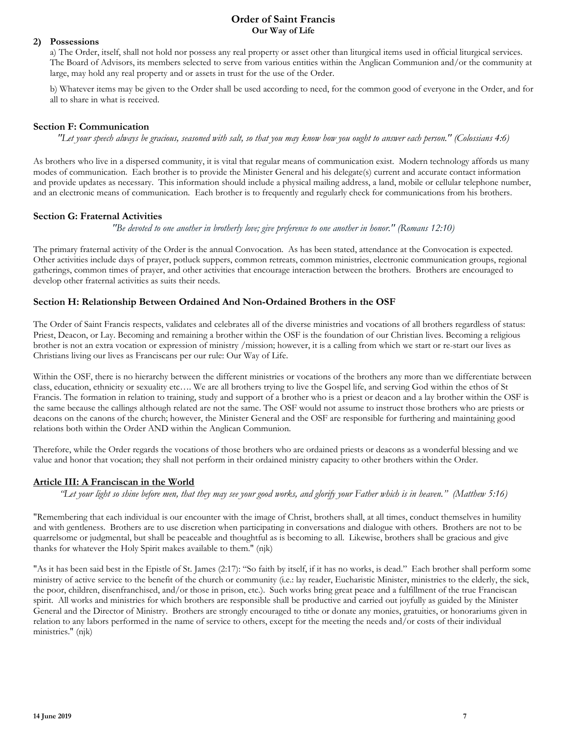**2) Possessions**

a) The Order, itself, shall not hold nor possess any real property or asset other than liturgical items used in official liturgical services. The Board of Advisors, its members selected to serve from various entities within the Anglican Communion and/or the community at large, may hold any real property and or assets in trust for the use of the Order.

b) Whatever items may be given to the Order shall be used according to need, for the common good of everyone in the Order, and for all to share in what is received.

### Section F: Communication

*"Let your speech always be gracious, seasoned with salt, so that you may know how you ought to answer each person." (Colossians 4:6)*

As brothers who live in a dispersed community, it is vital that regular means of communication exist. Modern technology affords us many modes of communication. Each brother is to provide the Minister General and his delegate(s) current and accurate contact information and provide updates as necessary. This information should include a physical mailing address, a land, mobile or cellular telephone number, and an electronic means of communication. Each brother is to frequently and regularly check for communications from his brothers.

### Section G: Fraternal Activities

*"Be devoted to one another in brotherly love; give preference to one another in honor." (Romans 12:10)*

The primary fraternal activity of the Order is the annual Convocation. As has been stated, attendance at the Convocation is expected. Other activities include days of prayer, potluck suppers, common retreats, common ministries, electronic communication groups, regional gatherings, common times of prayer, and other activities that encourage interaction between the brothers. Brothers are encouraged to develop other fraternal activities as suits their needs.

### Section H: Relationship Between Ordained And Non-Ordained Brothers in the OSF

The Order of Saint Francis respects, validates and celebrates all of the diverse ministries and vocations of all brothers regardless of status: Priest, Deacon, or Lay. Becoming and remaining a brother within the OSF is the foundation of our Christian lives. Becoming a religious brother is not an extra vocation or expression of ministry /mission; however, it is a calling from which we start or re-start our lives as Christians living our lives as Franciscans per our rule: Our Way of Life.

Within the OSF, there is no hierarchy between the different ministries or vocations of the brothers any more than we differentiate between class, education, ethnicity or sexuality etc…. We are all brothers trying to live the Gospel life, and serving God within the ethos of St Francis. The formation in relation to training, study and support of a brother who is a priest or deacon and a lay brother within the OSF is the same because the callings although related are not the same. The OSF would not assume to instruct those brothers who are priests or deacons on the canons of the church; however, the Minister General and the OSF are responsible for furthering and maintaining good relations both within the Order AND within the Anglican Communion.

Therefore, while the Order regards the vocations of those brothers who are ordained priests or deacons as a wonderful blessing and we value and honor that vocation; they shall not perform in their ordained ministry capacity to other brothers within the Order.

## Article III: A Franciscan in the World

*"Let your light so shine before men, that they may see your good works, and glorify your Father which is in heaven." (Matthew 5:16)*

"Remembering that each individual is our encounter with the image of Christ, brothers shall, at all times, conduct themselves in humility and with gentleness. Brothers are to use discretion when participating in conversations and dialogue with others. Brothers are not to be quarrelsome or judgmental, but shall be peaceable and thoughtful as is becoming to all. Likewise, brothers shall be gracious and give thanks for whatever the Holy Spirit makes available to them." (njk)

"As it has been said best in the Epistle of St. James (2:17): "So faith by itself, if it has no works, is dead." Each brother shall perform some ministry of active service to the benefit of the church or community (i.e.: lay reader, Eucharistic Minister, ministries to the elderly, the sick, the poor, children, disenfranchised, and/or those in prison, etc.). Such works bring great peace and a fulfillment of the true Franciscan spirit. All works and ministries for which brothers are responsible shall be productive and carried out joyfully as guided by the Minister General and the Director of Ministry. Brothers are strongly encouraged to tithe or donate any monies, gratuities, or honorariums given in relation to any labors performed in the name of service to others, except for the meeting the needs and/or costs of their individual ministries." (njk)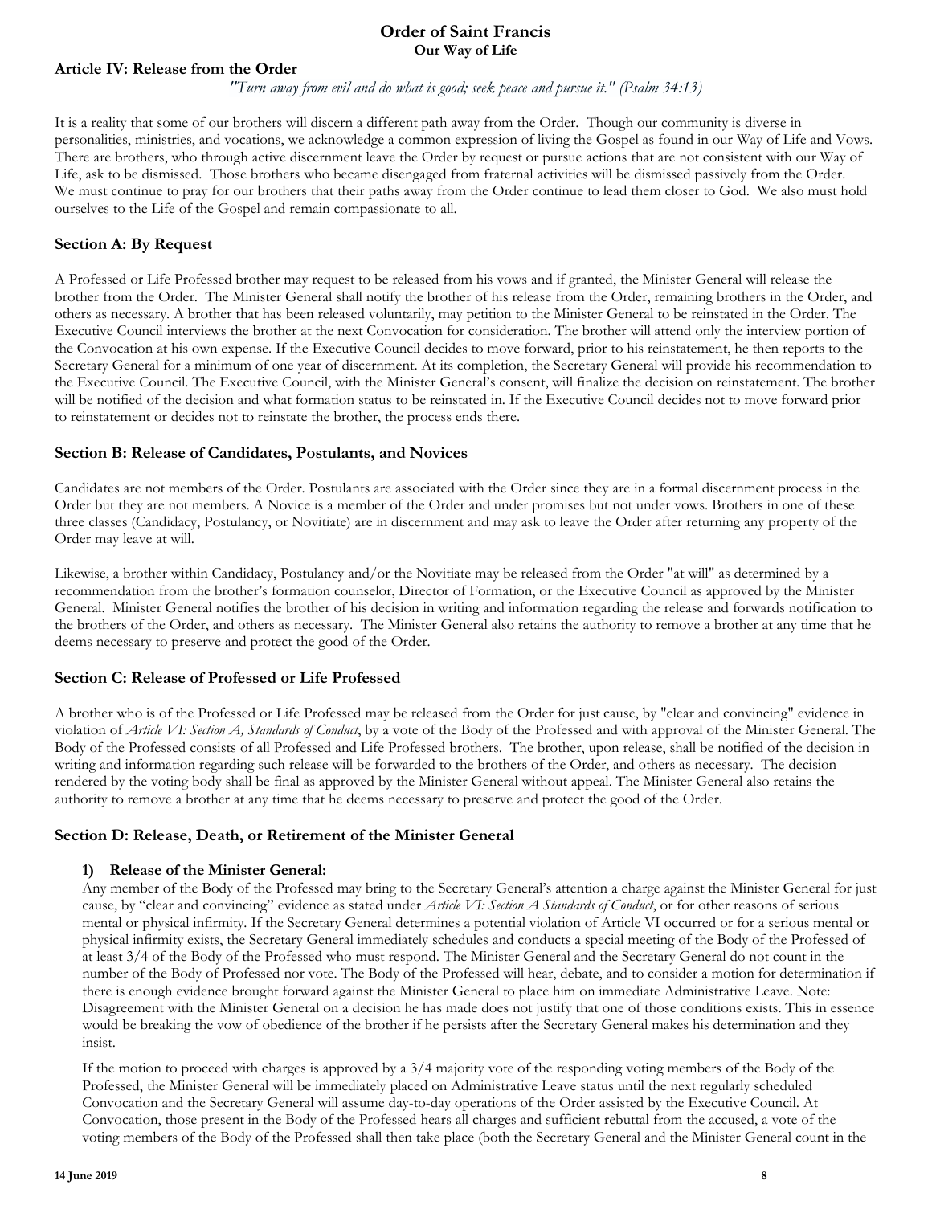## Article IV: Release from the Order

*"Turn away from evil and do what is good; seek peace and pursue it." (Psalm 34:13)*

It is a reality that some of our brothers will discern a different path away from the Order. Though our community is diverse in personalities, ministries, and vocations, we acknowledge a common expression of living the Gospel as found in our Way of Life and Vows. There are brothers, who through active discernment leave the Order by request or pursue actions that are not consistent with our Way of Life, ask to be dismissed. Those brothers who became disengaged from fraternal activities will be dismissed passively from the Order. We must continue to pray for our brothers that their paths away from the Order continue to lead them closer to God. We also must hold ourselves to the Life of the Gospel and remain compassionate to all.

### Section A: By Request

A Professed or Life Professed brother may request to be released from his vows and if granted, the Minister General will release the brother from the Order. The Minister General shall notify the brother of his release from the Order, remaining brothers in the Order, and others as necessary. A brother that has been released voluntarily, may petition to the Minister General to be reinstated in the Order. The Executive Council interviews the brother at the next Convocation for consideration. The brother will attend only the interview portion of the Convocation at his own expense. If the Executive Council decides to move forward, prior to his reinstatement, he then reports to the Secretary General for a minimum of one year of discernment. At its completion, the Secretary General will provide his recommendation to the Executive Council. The Executive Council, with the Minister General's consent, will finalize the decision on reinstatement. The brother will be notified of the decision and what formation status to be reinstated in. If the Executive Council decides not to move forward prior to reinstatement or decides not to reinstate the brother, the process ends there.

### Section B: Release of Candidates, Postulants, and Novices

Candidates are not members of the Order. Postulants are associated with the Order since they are in a formal discernment process in the Order but they are not members. A Novice is a member of the Order and under promises but not under vows. Brothers in one of these three classes (Candidacy, Postulancy, or Novitiate) are in discernment and may ask to leave the Order after returning any property of the Order may leave at will.

Likewise, a brother within Candidacy, Postulancy and/or the Novitiate may be released from the Order "at will" as determined by a recommendation from the brother's formation counselor, Director of Formation, or the Executive Council as approved by the Minister General. Minister General notifies the brother of his decision in writing and information regarding the release and forwards notification to the brothers of the Order, and others as necessary. The Minister General also retains the authority to remove a brother at any time that he deems necessary to preserve and protect the good of the Order.

### Section C: Release of Professed or Life Professed

A brother who is of the Professed or Life Professed may be released from the Order for just cause, by "clear and convincing" evidence in violation of *Article VI: Section A, Standards of Conduct*, by a vote of the Body of the Professed and with approval of the Minister General. The Body of the Professed consists of all Professed and Life Professed brothers. The brother, upon release, shall be notified of the decision in writing and information regarding such release will be forwarded to the brothers of the Order, and others as necessary. The decision rendered by the voting body shall be final as approved by the Minister General without appeal. The Minister General also retains the authority to remove a brother at any time that he deems necessary to preserve and protect the good of the Order.

### Section D: Release, Death, or Retirement of the Minister General

#### 1) Release of the Minister General:

Any member of the Body of the Professed may bring to the Secretary General's attention a charge against the Minister General for just cause, by "clear and convincing" evidence as stated under *Article VI: Section A Standards of Conduct*, or for other reasons of serious mental or physical infirmity. If the Secretary General determines a potential violation of Article VI occurred or for a serious mental or physical infirmity exists, the Secretary General immediately schedules and conducts a special meeting of the Body of the Professed of at least 3/4 of the Body of the Professed who must respond. The Minister General and the Secretary General do not count in the number of the Body of Professed nor vote. The Body of the Professed will hear, debate, and to consider a motion for determination if there is enough evidence brought forward against the Minister General to place him on immediate Administrative Leave. Note: Disagreement with the Minister General on a decision he has made does not justify that one of those conditions exists. This in essence would be breaking the vow of obedience of the brother if he persists after the Secretary General makes his determination and they insist.

If the motion to proceed with charges is approved by a 3/4 majority vote of the responding voting members of the Body of the Professed, the Minister General will be immediately placed on Administrative Leave status until the next regularly scheduled Convocation and the Secretary General will assume day-to-day operations of the Order assisted by the Executive Council. At Convocation, those present in the Body of the Professed hears all charges and sufficient rebuttal from the accused, a vote of the voting members of the Body of the Professed shall then take place (both the Secretary General and the Minister General count in the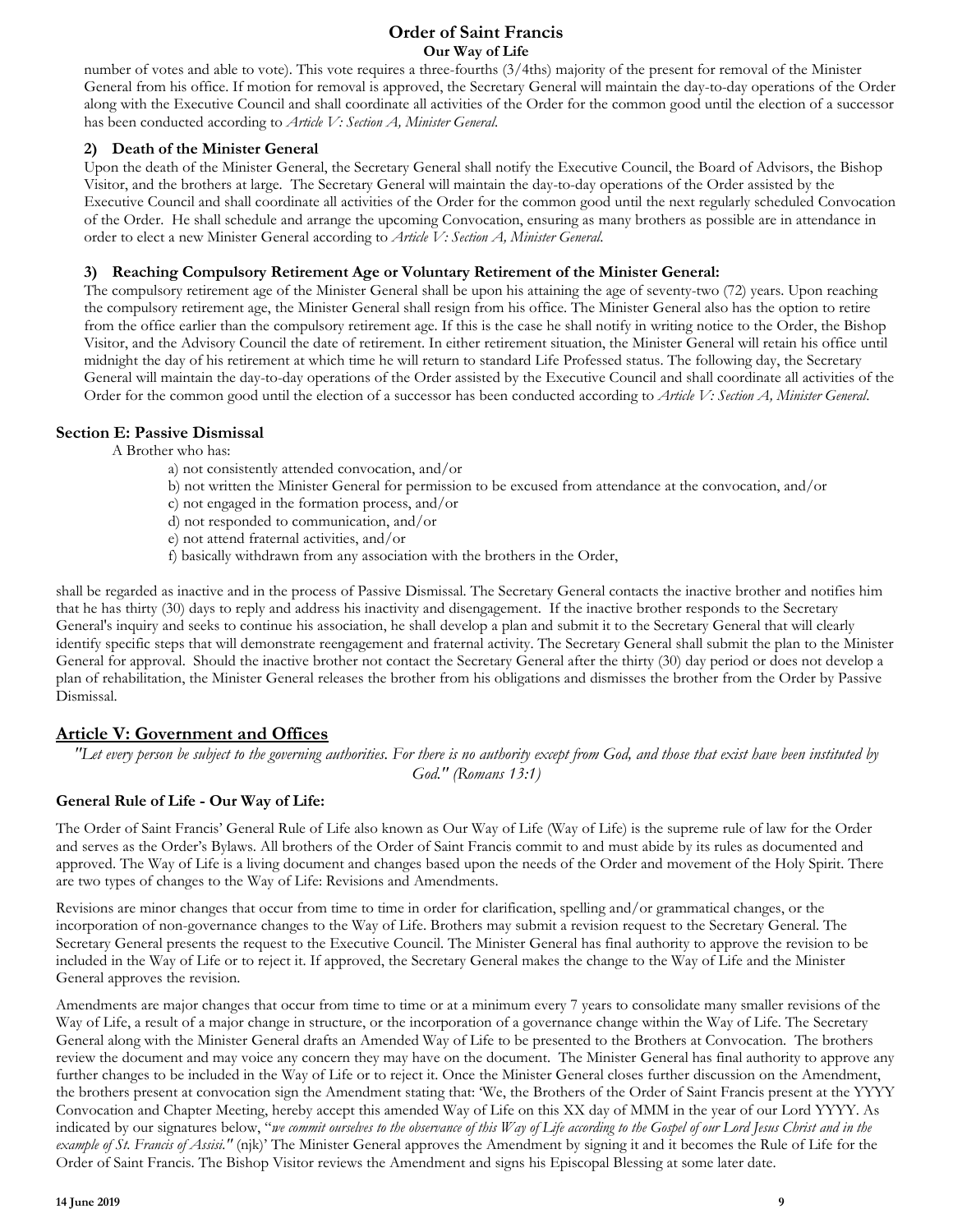number of votes and able to vote). This vote requires a three-fourths (3/4ths) majority of the present for removal of the Minister General from his office. If motion for removal is approved, the Secretary General will maintain the day-to-day operations of the Order along with the Executive Council and shall coordinate all activities of the Order for the common good until the election of a successor has been conducted according to *Article V: Section A, Minister General*.

#### 2) Death of the Minister General

Upon the death of the Minister General, the Secretary General shall notify the Executive Council, the Board of Advisors, the Bishop Visitor, and the brothers at large. The Secretary General will maintain the day-to-day operations of the Order assisted by the Executive Council and shall coordinate all activities of the Order for the common good until the next regularly scheduled Convocation of the Order. He shall schedule and arrange the upcoming Convocation, ensuring as many brothers as possible are in attendance in order to elect a new Minister General according to *Article V: Section A, Minister General*.

#### 3) Reaching Compulsory Retirement Age or Voluntary Retirement of the Minister General:

The compulsory retirement age of the Minister General shall be upon his attaining the age of seventy-two (72) years. Upon reaching the compulsory retirement age, the Minister General shall resign from his office. The Minister General also has the option to retire from the office earlier than the compulsory retirement age. If this is the case he shall notify in writing notice to the Order, the Bishop Visitor, and the Advisory Council the date of retirement. In either retirement situation, the Minister General will retain his office until midnight the day of his retirement at which time he will return to standard Life Professed status. The following day, the Secretary General will maintain the day-to-day operations of the Order assisted by the Executive Council and shall coordinate all activities of the Order for the common good until the election of a successor has been conducted according to *Article V: Section A, Minister General*.

### Section E: Passive Dismissal

A Brother who has:

a) not consistently attended convocation, and/or
b) not written the Minister General for permission to be excused from attendance at the convocation, and/or
c) not engaged in the formation process, and/or
d) not responded to communication, and/or
e) not attend fraternal activities, and/or
f) basically withdrawn from any association with the brothers in the Order,

shall be regarded as inactive and in the process of Passive Dismissal. The Secretary General contacts the inactive brother and notifies him that he has thirty (30) days to reply and address his inactivity and disengagement. If the inactive brother responds to the Secretary General's inquiry and seeks to continue his association, he shall develop a plan and submit it to the Secretary General that will clearly identify specific steps that will demonstrate reengagement and fraternal activity. The Secretary General shall submit the plan to the Minister General for approval. Should the inactive brother not contact the Secretary General after the thirty (30) day period or does not develop a plan of rehabilitation, the Minister General releases the brother from his obligations and dismisses the brother from the Order by Passive Dismissal.

## Article V: Government and Offices

*"Let every person be subject to the governing authorities. For there is no authority except from God, and those that exist have been instituted by God." (Romans 13:1)*

### General Rule of Life - Our Way of Life:

The Order of Saint Francis' General Rule of Life also known as Our Way of Life (Way of Life) is the supreme rule of law for the Order and serves as the Order's Bylaws. All brothers of the Order of Saint Francis commit to and must abide by its rules as documented and approved. The Way of Life is a living document and changes based upon the needs of the Order and movement of the Holy Spirit. There are two types of changes to the Way of Life: Revisions and Amendments.

Revisions are minor changes that occur from time to time in order for clarification, spelling and/or grammatical changes, or the incorporation of non-governance changes to the Way of Life. Brothers may submit a revision request to the Secretary General. The Secretary General presents the request to the Executive Council. The Minister General has final authority to approve the revision to be included in the Way of Life or to reject it. If approved, the Secretary General makes the change to the Way of Life and the Minister General approves the revision.

Amendments are major changes that occur from time to time or at a minimum every 7 years to consolidate many smaller revisions of the Way of Life, a result of a major change in structure, or the incorporation of a governance change within the Way of Life. The Secretary General along with the Minister General drafts an Amended Way of Life to be presented to the Brothers at Convocation. The brothers review the document and may voice any concern they may have on the document. The Minister General has final authority to approve any further changes to be included in the Way of Life or to reject it. Once the Minister General closes further discussion on the Amendment, the brothers present at convocation sign the Amendment stating that: 'We, the Brothers of the Order of Saint Francis present at the YYYY Convocation and Chapter Meeting, hereby accept this amended Way of Life on this XX day of MMM in the year of our Lord YYYY. As indicated by our signatures below, "*we commit ourselves to the observance of this Way of Life according to the Gospel of our Lord Jesus Christ and in the example of St. Francis of Assisi."* (njk)' The Minister General approves the Amendment by signing it and it becomes the Rule of Life for the Order of Saint Francis. The Bishop Visitor reviews the Amendment and signs his Episcopal Blessing at some later date.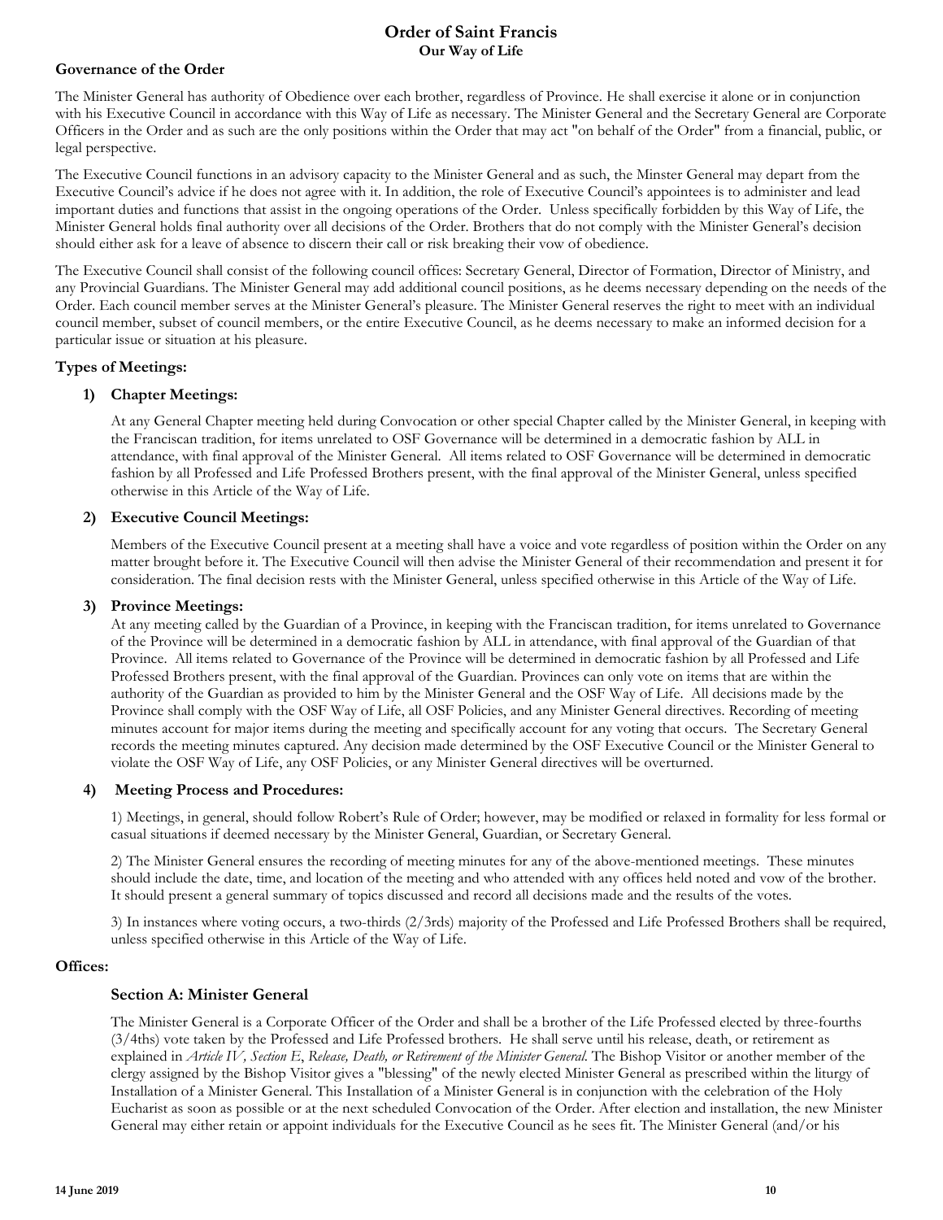# Order of Saint Francis

**Our Way of Life**

### Governance of the Order

The Minister General has authority of Obedience over each brother, regardless of Province. He shall exercise it alone or in conjunction with his Executive Council in accordance with this Way of Life as necessary. The Minister General and the Secretary General are Corporate Officers in the Order and as such are the only positions within the Order that may act "on behalf of the Order" from a financial, public, or legal perspective.

The Executive Council functions in an advisory capacity to the Minister General and as such, the Minster General may depart from the Executive Council's advice if he does not agree with it. In addition, the role of Executive Council's appointees is to administer and lead important duties and functions that assist in the ongoing operations of the Order. Unless specifically forbidden by this Way of Life, the Minister General holds final authority over all decisions of the Order. Brothers that do not comply with the Minister General's decision should either ask for a leave of absence to discern their call or risk breaking their vow of obedience.

The Executive Council shall consist of the following council offices: Secretary General, Director of Formation, Director of Ministry, and any Provincial Guardians. The Minister General may add additional council positions, as he deems necessary depending on the needs of the Order. Each council member serves at the Minister General's pleasure. The Minister General reserves the right to meet with an individual council member, subset of council members, or the entire Executive Council, as he deems necessary to make an informed decision for a particular issue or situation at his pleasure.

### Types of Meetings:

**1) Chapter Meetings:**

At any General Chapter meeting held during Convocation or other special Chapter called by the Minister General, in keeping with the Franciscan tradition, for items unrelated to OSF Governance will be determined in a democratic fashion by ALL in attendance, with final approval of the Minister General. All items related to OSF Governance will be determined in democratic fashion by all Professed and Life Professed Brothers present, with the final approval of the Minister General, unless specified otherwise in this Article of the Way of Life.

**2) Executive Council Meetings:**

Members of the Executive Council present at a meeting shall have a voice and vote regardless of position within the Order on any matter brought before it. The Executive Council will then advise the Minister General of their recommendation and present it for consideration. The final decision rests with the Minister General, unless specified otherwise in this Article of the Way of Life.

**3) Province Meetings:**

At any meeting called by the Guardian of a Province, in keeping with the Franciscan tradition, for items unrelated to Governance of the Province will be determined in a democratic fashion by ALL in attendance, with final approval of the Guardian of that Province. All items related to Governance of the Province will be determined in democratic fashion by all Professed and Life Professed Brothers present, with the final approval of the Guardian. Provinces can only vote on items that are within the authority of the Guardian as provided to him by the Minister General and the OSF Way of Life. All decisions made by the Province shall comply with the OSF Way of Life, all OSF Policies, and any Minister General directives. Recording of meeting minutes account for major items during the meeting and specifically account for any voting that occurs. The Secretary General records the meeting minutes captured. Any decision made determined by the OSF Executive Council or the Minister General to violate the OSF Way of Life, any OSF Policies, or any Minister General directives will be overturned.

**4) Meeting Process and Procedures:**

1) Meetings, in general, should follow Robert's Rule of Order; however, may be modified or relaxed in formality for less formal or casual situations if deemed necessary by the Minister General, Guardian, or Secretary General.

2) The Minister General ensures the recording of meeting minutes for any of the above-mentioned meetings. These minutes should include the date, time, and location of the meeting and who attended with any offices held noted and vow of the brother. It should present a general summary of topics discussed and record all decisions made and the results of the votes.

3) In instances where voting occurs, a two-thirds (2/3rds) majority of the Professed and Life Professed Brothers shall be required, unless specified otherwise in this Article of the Way of Life.

### Offices:

#### Section A: Minister General

The Minister General is a Corporate Officer of the Order and shall be a brother of the Life Professed elected by three-fourths (3/4ths) vote taken by the Professed and Life Professed brothers. He shall serve until his release, death, or retirement as explained in *Article IV, Section E*, *Release, Death, or Retirement of the Minister General*. The Bishop Visitor or another member of the clergy assigned by the Bishop Visitor gives a "blessing" of the newly elected Minister General as prescribed within the liturgy of Installation of a Minister General. This Installation of a Minister General is in conjunction with the celebration of the Holy Eucharist as soon as possible or at the next scheduled Convocation of the Order. After election and installation, the new Minister General may either retain or appoint individuals for the Executive Council as he sees fit. The Minister General (and/or his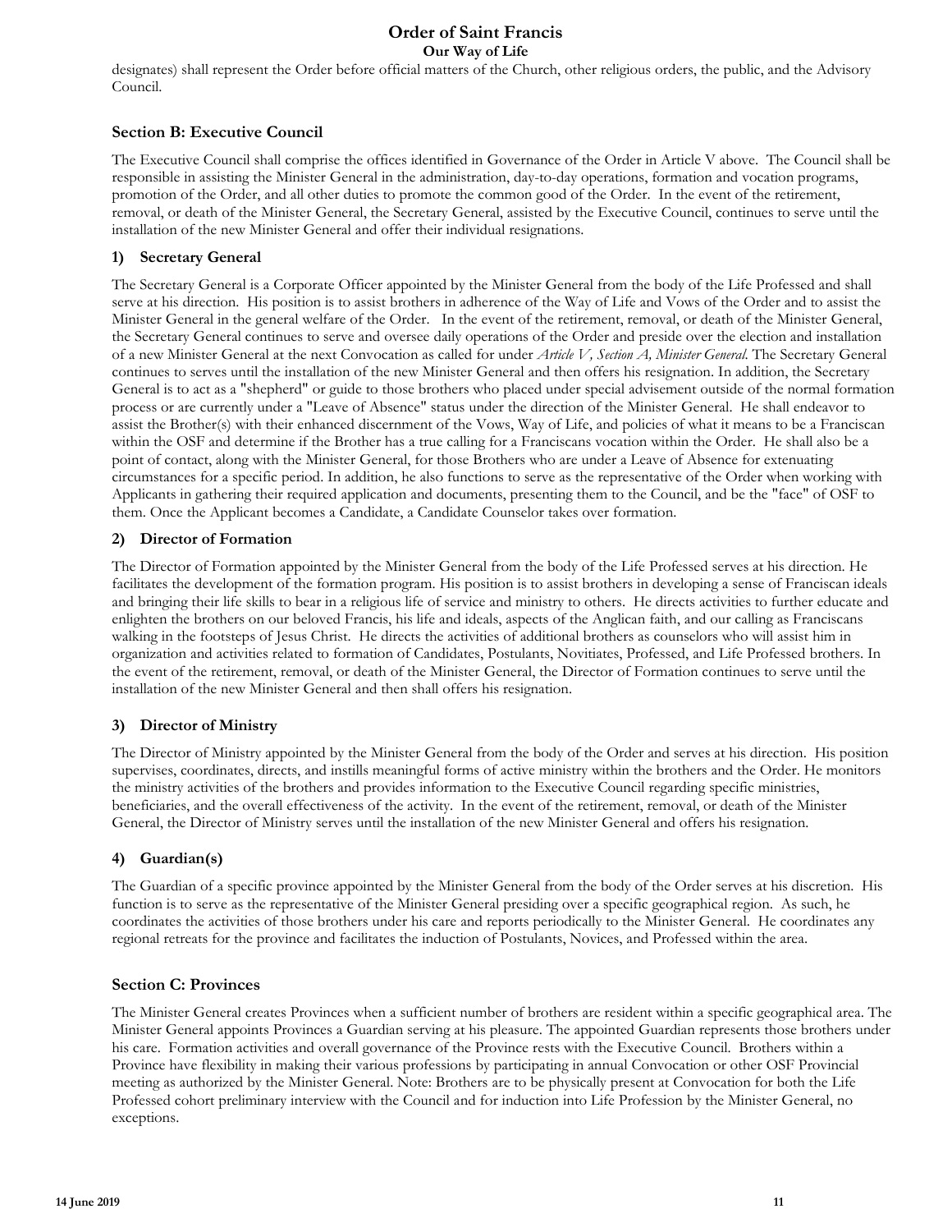designates) shall represent the Order before official matters of the Church, other religious orders, the public, and the Advisory Council.

### Section B: Executive Council

The Executive Council shall comprise the offices identified in Governance of the Order in Article V above. The Council shall be responsible in assisting the Minister General in the administration, day-to-day operations, formation and vocation programs, promotion of the Order, and all other duties to promote the common good of the Order. In the event of the retirement, removal, or death of the Minister General, the Secretary General, assisted by the Executive Council, continues to serve until the installation of the new Minister General and offer their individual resignations.

#### 1) Secretary General

The Secretary General is a Corporate Officer appointed by the Minister General from the body of the Life Professed and shall serve at his direction. His position is to assist brothers in adherence of the Way of Life and Vows of the Order and to assist the Minister General in the general welfare of the Order. In the event of the retirement, removal, or death of the Minister General, the Secretary General continues to serve and oversee daily operations of the Order and preside over the election and installation of a new Minister General at the next Convocation as called for under *Article V, Section A, Minister General.* The Secretary General continues to serves until the installation of the new Minister General and then offers his resignation. In addition, the Secretary General is to act as a "shepherd" or guide to those brothers who placed under special advisement outside of the normal formation process or are currently under a "Leave of Absence" status under the direction of the Minister General. He shall endeavor to assist the Brother(s) with their enhanced discernment of the Vows, Way of Life, and policies of what it means to be a Franciscan within the OSF and determine if the Brother has a true calling for a Franciscans vocation within the Order. He shall also be a point of contact, along with the Minister General, for those Brothers who are under a Leave of Absence for extenuating circumstances for a specific period. In addition, he also functions to serve as the representative of the Order when working with Applicants in gathering their required application and documents, presenting them to the Council, and be the "face" of OSF to them. Once the Applicant becomes a Candidate, a Candidate Counselor takes over formation.

#### 2) Director of Formation

The Director of Formation appointed by the Minister General from the body of the Life Professed serves at his direction. He facilitates the development of the formation program. His position is to assist brothers in developing a sense of Franciscan ideals and bringing their life skills to bear in a religious life of service and ministry to others. He directs activities to further educate and enlighten the brothers on our beloved Francis, his life and ideals, aspects of the Anglican faith, and our calling as Franciscans walking in the footsteps of Jesus Christ. He directs the activities of additional brothers as counselors who will assist him in organization and activities related to formation of Candidates, Postulants, Novitiates, Professed, and Life Professed brothers. In the event of the retirement, removal, or death of the Minister General, the Director of Formation continues to serve until the installation of the new Minister General and then shall offers his resignation.

#### 3) Director of Ministry

The Director of Ministry appointed by the Minister General from the body of the Order and serves at his direction. His position supervises, coordinates, directs, and instills meaningful forms of active ministry within the brothers and the Order. He monitors the ministry activities of the brothers and provides information to the Executive Council regarding specific ministries, beneficiaries, and the overall effectiveness of the activity. In the event of the retirement, removal, or death of the Minister General, the Director of Ministry serves until the installation of the new Minister General and offers his resignation.

#### 4) Guardian(s)

The Guardian of a specific province appointed by the Minister General from the body of the Order serves at his discretion. His function is to serve as the representative of the Minister General presiding over a specific geographical region. As such, he coordinates the activities of those brothers under his care and reports periodically to the Minister General. He coordinates any regional retreats for the province and facilitates the induction of Postulants, Novices, and Professed within the area.

### Section C: Provinces

The Minister General creates Provinces when a sufficient number of brothers are resident within a specific geographical area. The Minister General appoints Provinces a Guardian serving at his pleasure. The appointed Guardian represents those brothers under his care. Formation activities and overall governance of the Province rests with the Executive Council. Brothers within a Province have flexibility in making their various professions by participating in annual Convocation or other OSF Provincial meeting as authorized by the Minister General. Note: Brothers are to be physically present at Convocation for both the Life Professed cohort preliminary interview with the Council and for induction into Life Profession by the Minister General, no exceptions.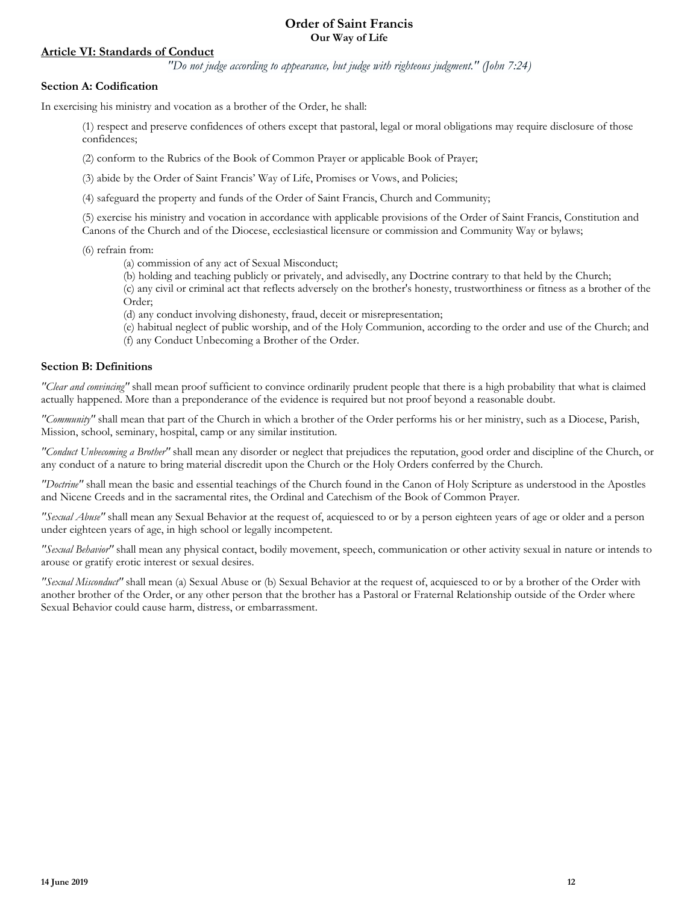# Order of Saint Francis

**Our Way of Life**

## Article VI: Standards of Conduct

*"Do not judge according to appearance, but judge with righteous judgment." (John 7:24)*

### Section A: Codification

In exercising his ministry and vocation as a brother of the Order, he shall:

(1) respect and preserve confidences of others except that pastoral, legal or moral obligations may require disclosure of those confidences;

(2) conform to the Rubrics of the Book of Common Prayer or applicable Book of Prayer;

(3) abide by the Order of Saint Francis' Way of Life, Promises or Vows, and Policies;

(4) safeguard the property and funds of the Order of Saint Francis, Church and Community;

(5) exercise his ministry and vocation in accordance with applicable provisions of the Order of Saint Francis, Constitution and Canons of the Church and of the Diocese, ecclesiastical licensure or commission and Community Way or bylaws;

(6) refrain from:

- (a) commission of any act of Sexual Misconduct;
- (b) holding and teaching publicly or privately, and advisedly, any Doctrine contrary to that held by the Church;
- (c) any civil or criminal act that reflects adversely on the brother's honesty, trustworthiness or fitness as a brother of the Order;
- (d) any conduct involving dishonesty, fraud, deceit or misrepresentation;
- (e) habitual neglect of public worship, and of the Holy Communion, according to the order and use of the Church; and
- (f) any Conduct Unbecoming a Brother of the Order.

### Section B: Definitions

*"Clear and convincing"* shall mean proof sufficient to convince ordinarily prudent people that there is a high probability that what is claimed actually happened. More than a preponderance of the evidence is required but not proof beyond a reasonable doubt.

*"Community"* shall mean that part of the Church in which a brother of the Order performs his or her ministry, such as a Diocese, Parish, Mission, school, seminary, hospital, camp or any similar institution.

*"Conduct Unbecoming a Brother"* shall mean any disorder or neglect that prejudices the reputation, good order and discipline of the Church, or any conduct of a nature to bring material discredit upon the Church or the Holy Orders conferred by the Church.

*"Doctrine"* shall mean the basic and essential teachings of the Church found in the Canon of Holy Scripture as understood in the Apostles and Nicene Creeds and in the sacramental rites, the Ordinal and Catechism of the Book of Common Prayer.

*"Sexual Abuse"* shall mean any Sexual Behavior at the request of, acquiesced to or by a person eighteen years of age or older and a person under eighteen years of age, in high school or legally incompetent.

*"Sexual Behavior"* shall mean any physical contact, bodily movement, speech, communication or other activity sexual in nature or intends to arouse or gratify erotic interest or sexual desires.

*"Sexual Misconduct"* shall mean (a) Sexual Abuse or (b) Sexual Behavior at the request of, acquiesced to or by a brother of the Order with another brother of the Order, or any other person that the brother has a Pastoral or Fraternal Relationship outside of the Order where Sexual Behavior could cause harm, distress, or embarrassment.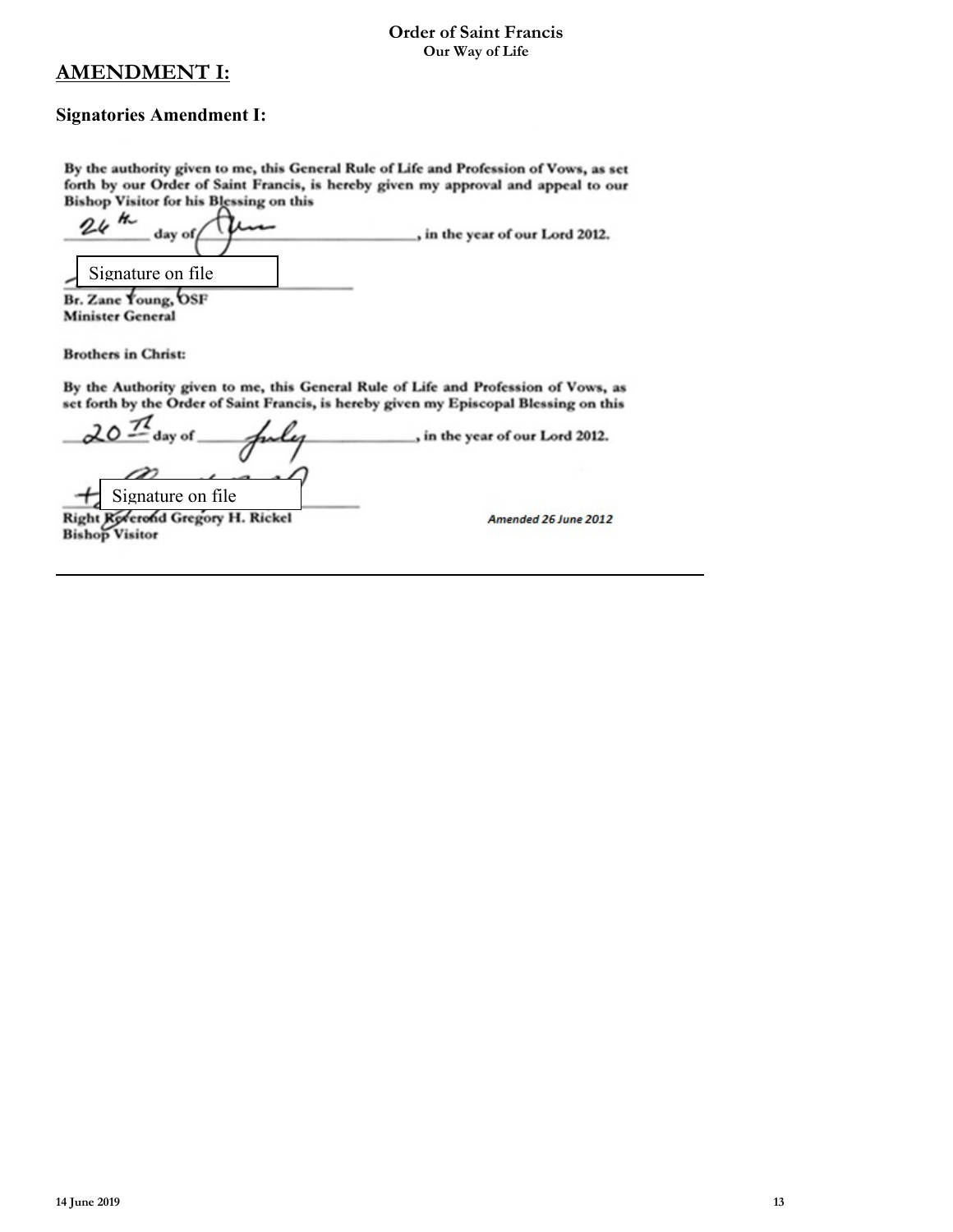## AMENDMENT I:

### Signatories Amendment I:

By the authority given to me, this General Rule of Life and Profession of Vows, as set forth by our Order of Saint Francis, is hereby given my approval and appeal to our Bishop Visitor for his Blessing on this

24th day of June, in the year of our Lord 2012.

Signature on file

Br. Zane Young, OSF
Minister General

Brothers in Christ:

By the Authority given to me, this General Rule of Life and Profession of Vows, as set forth by the Order of Saint Francis, is hereby given my Episcopal Blessing on this

20th day of July, in the year of our Lord 2012.

Signature on file

Right Reverend Gregory H. Rickel
Bishop Visitor

*Amended 26 June 2012*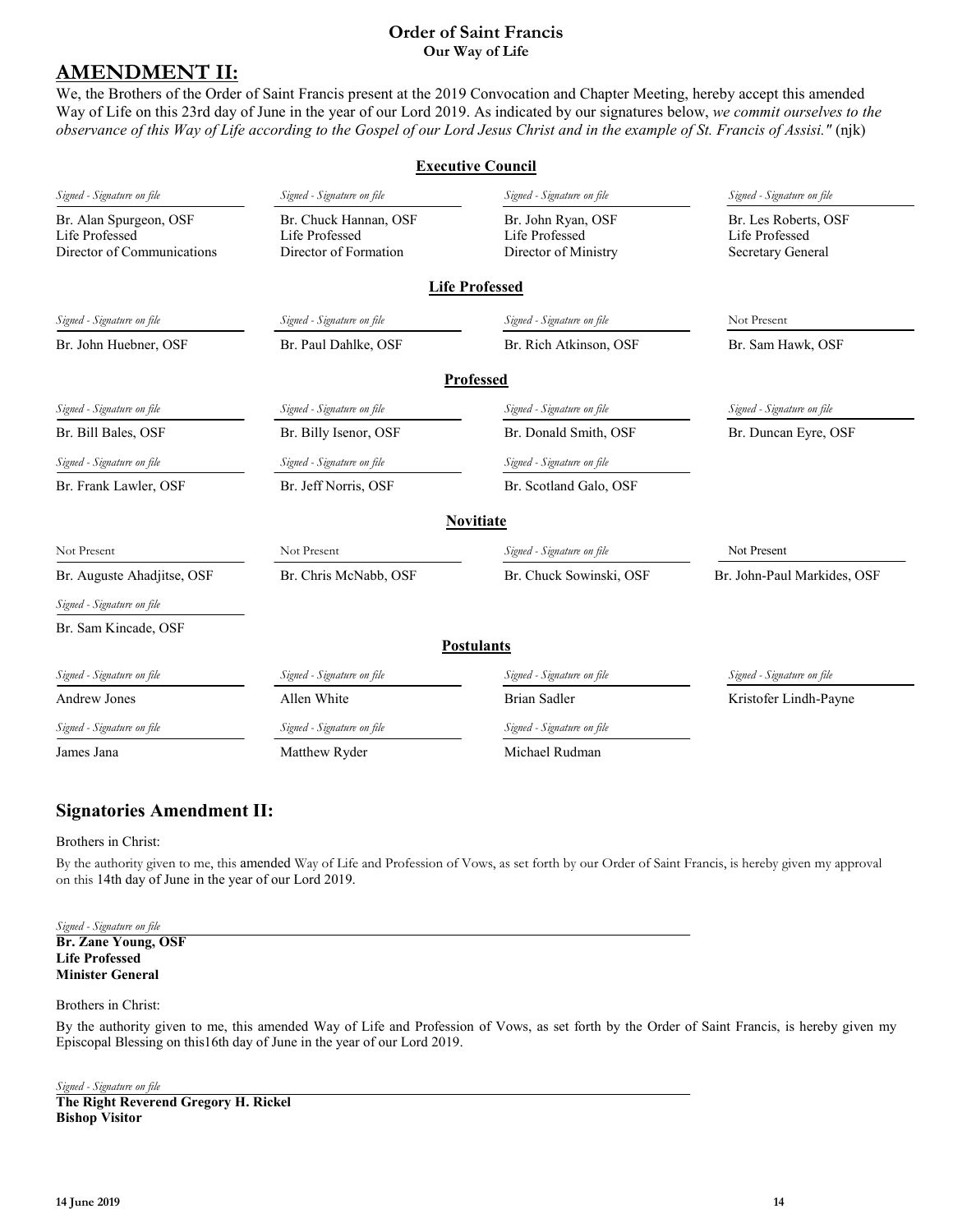**Order of Saint Francis**
**Our Way of Life**

## AMENDMENT II:

We, the Brothers of the Order of Saint Francis present at the 2019 Convocation and Chapter Meeting, hereby accept this amended Way of Life on this 23rd day of June in the year of our Lord 2019. As indicated by our signatures below, *we commit ourselves to the observance of this Way of Life according to the Gospel of our Lord Jesus Christ and in the example of St. Francis of Assisi."* (njk)

**Executive Council**

| | | | |
|---|---|---|---|
| *Signed - Signature on file* | *Signed - Signature on file* | *Signed - Signature on file* | *Signed - Signature on file* |
| Br. Alan Spurgeon, OSF<br>Life Professed<br>Director of Communications | Br. Chuck Hannan, OSF<br>Life Professed<br>Director of Formation | Br. John Ryan, OSF<br>Life Professed<br>Director of Ministry | Br. Les Roberts, OSF<br>Life Professed<br>Secretary General |

**Life Professed**

| | | | |
|---|---|---|---|
| *Signed - Signature on file* | *Signed - Signature on file* | *Signed - Signature on file* | Not Present |
| Br. John Huebner, OSF | Br. Paul Dahlke, OSF | Br. Rich Atkinson, OSF | Br. Sam Hawk, OSF |

**Professed**

| | | | |
|---|---|---|---|
| *Signed - Signature on file* | *Signed - Signature on file* | *Signed - Signature on file* | *Signed - Signature on file* |
| Br. Bill Bales, OSF | Br. Billy Isenor, OSF | Br. Donald Smith, OSF | Br. Duncan Eyre, OSF |
| *Signed - Signature on file* | *Signed - Signature on file* | *Signed - Signature on file* | |
| Br. Frank Lawler, OSF | Br. Jeff Norris, OSF | Br. Scotland Galo, OSF | |

**Novitiate**

| | | | |
|---|---|---|---|
| Not Present | Not Present | *Signed - Signature on file* | Not Present |
| Br. Auguste Ahadjitse, OSF | Br. Chris McNabb, OSF | Br. Chuck Sowinski, OSF | Br. John-Paul Markides, OSF |
| *Signed - Signature on file* | | | |
| Br. Sam Kincade, OSF | | | |

**Postulants**

| | | | |
|---|---|---|---|
| *Signed - Signature on file* | *Signed - Signature on file* | *Signed - Signature on file* | *Signed - Signature on file* |
| Andrew Jones | Allen White | Brian Sadler | Kristofer Lindh-Payne |
| *Signed - Signature on file* | *Signed - Signature on file* | *Signed - Signature on file* | |
| James Jana | Matthew Ryder | Michael Rudman | |

## Signatories Amendment II:

Brothers in Christ:

By the authority given to me, this amended Way of Life and Profession of Vows, as set forth by our Order of Saint Francis, is hereby given my approval on this 14th day of June in the year of our Lord 2019.

*Signed - Signature on file*
**Br. Zane Young, OSF**
**Life Professed**
**Minister General**

Brothers in Christ:

By the authority given to me, this amended Way of Life and Profession of Vows, as set forth by the Order of Saint Francis, is hereby given my Episcopal Blessing on this16th day of June in the year of our Lord 2019.

*Signed - Signature on file*
**The Right Reverend Gregory H. Rickel**
**Bishop Visitor**